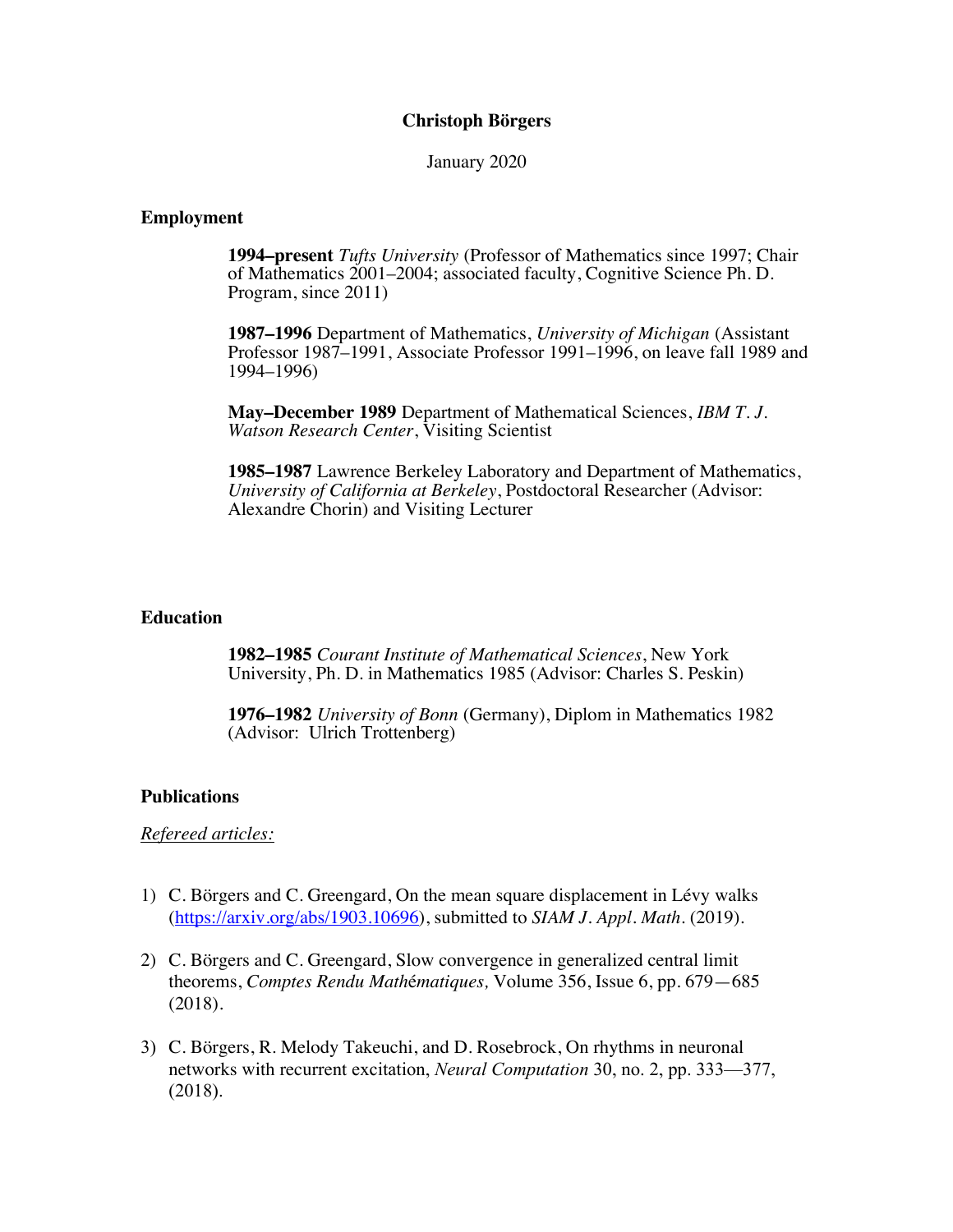# Christoph Börgers

January 2020

## Employment

**1994–present** *Tufts University* (Professor of Mathematics since 1997; Chair of Mathematics 2001–2004; associated faculty, Cognitive Science Ph. D. Program, since 2011)

**1987–1996** Department of Mathematics, *University of Michigan* (Assistant Professor 1987–1991, Associate Professor 1991–1996, on leave fall 1989 and 1994–1996)

**May–December 1989** Department of Mathematical Sciences, *IBM T. J. Watson Research Center*, Visiting Scientist

**1985–1987** Lawrence Berkeley Laboratory and Department of Mathematics, *University of California at Berkeley*, Postdoctoral Researcher (Advisor: Alexandre Chorin) and Visiting Lecturer

## Education

**1982–1985** *Courant Institute of Mathematical Sciences*, New York University, Ph. D. in Mathematics 1985 (Advisor: Charles S. Peskin)

**1976–1982** *University of Bonn* (Germany), Diplom in Mathematics 1982 (Advisor: Ulrich Trottenberg)

## Publications

*Refereed articles:*

1) C. Börgers and C. Greengard, On the mean square displacement in Lévy walks (https://arxiv.org/abs/1903.10696), submitted to *SIAM J. Appl. Math.* (2019).
2) C. Börgers and C. Greengard, Slow convergence in generalized central limit theorems, *Comptes Rendu Mathématiques,* Volume 356, Issue 6, pp. 679—685 (2018).
3) C. Börgers, R. Melody Takeuchi, and D. Rosebrock, On rhythms in neuronal networks with recurrent excitation, *Neural Computation* 30, no. 2, pp. 333—377, (2018).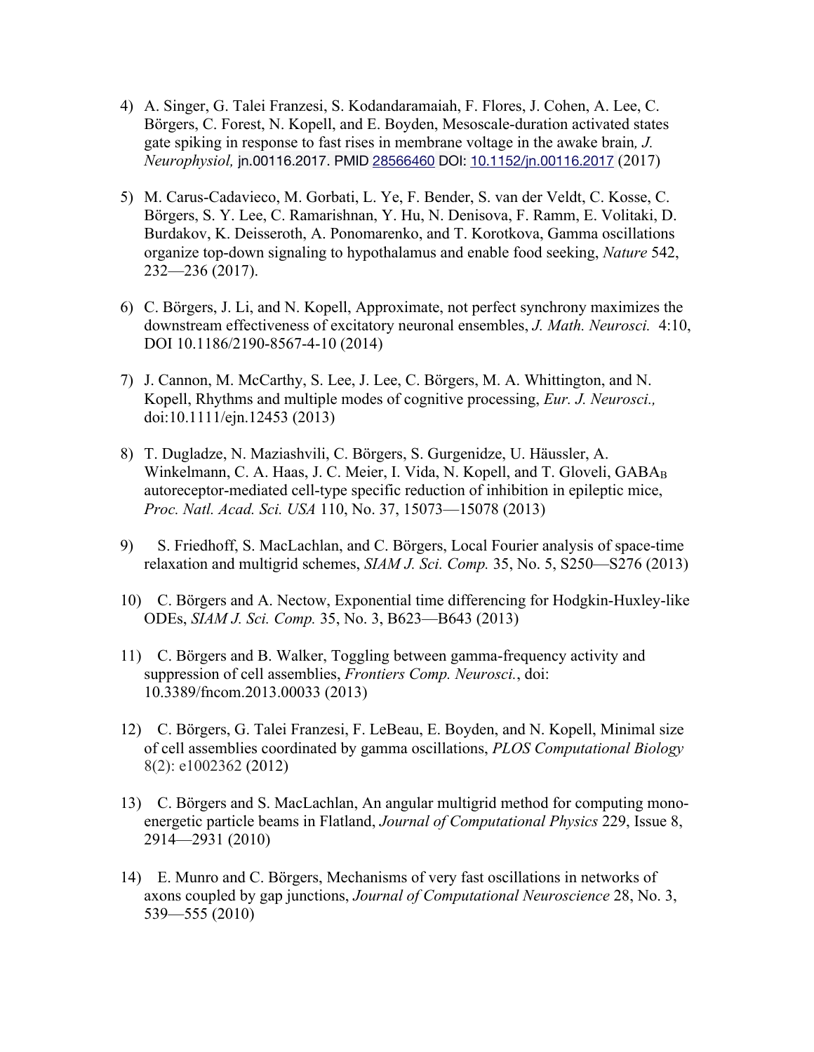4) A. Singer, G. Talei Franzesi, S. Kodandaramaiah, F. Flores, J. Cohen, A. Lee, C. Börgers, C. Forest, N. Kopell, and E. Boyden, Mesoscale-duration activated states gate spiking in response to fast rises in membrane voltage in the awake brain*, J. Neurophysiol,* jn.00116.2017. PMID 28566460 DOI: 10.1152/jn.00116.2017 (2017)

5) M. Carus-Cadavieco, M. Gorbati, L. Ye, F. Bender, S. van der Veldt, C. Kosse, C. Börgers, S. Y. Lee, C. Ramarishnan, Y. Hu, N. Denisova, F. Ramm, E. Volitaki, D. Burdakov, K. Deisseroth, A. Ponomarenko, and T. Korotkova, Gamma oscillations organize top-down signaling to hypothalamus and enable food seeking, *Nature* 542, 232—236 (2017).

6) C. Börgers, J. Li, and N. Kopell, Approximate, not perfect synchrony maximizes the downstream effectiveness of excitatory neuronal ensembles, *J. Math. Neurosci.* 4:10, DOI 10.1186/2190-8567-4-10 (2014)

7) J. Cannon, M. McCarthy, S. Lee, J. Lee, C. Börgers, M. A. Whittington, and N. Kopell, Rhythms and multiple modes of cognitive processing, *Eur. J. Neurosci.,* doi:10.1111/ejn.12453 (2013)

8) T. Dugladze, N. Maziashvili, C. Börgers, S. Gurgenidze, U. Häussler, A. Winkelmann, C. A. Haas, J. C. Meier, I. Vida, N. Kopell, and T. Gloveli, $GABA_B$ autoreceptor-mediated cell-type specific reduction of inhibition in epileptic mice, *Proc. Natl. Acad. Sci. USA* 110, No. 37, 15073—15078 (2013)

9) S. Friedhoff, S. MacLachlan, and C. Börgers, Local Fourier analysis of space-time relaxation and multigrid schemes, *SIAM J. Sci. Comp.* 35, No. 5, S250—S276 (2013)

10) C. Börgers and A. Nectow, Exponential time differencing for Hodgkin-Huxley-like ODEs, *SIAM J. Sci. Comp.* 35, No. 3, B623—B643 (2013)

11) C. Börgers and B. Walker, Toggling between gamma-frequency activity and suppression of cell assemblies, *Frontiers Comp. Neurosci.*, doi: 10.3389/fncom.2013.00033 (2013)

12) C. Börgers, G. Talei Franzesi, F. LeBeau, E. Boyden, and N. Kopell, Minimal size of cell assemblies coordinated by gamma oscillations, *PLOS Computational Biology* 8(2): e1002362 (2012)

13) C. Börgers and S. MacLachlan, An angular multigrid method for computing mono-energetic particle beams in Flatland, *Journal of Computational Physics* 229, Issue 8, 2914—2931 (2010)

14) E. Munro and C. Börgers, Mechanisms of very fast oscillations in networks of axons coupled by gap junctions, *Journal of Computational Neuroscience* 28, No. 3, 539—555 (2010)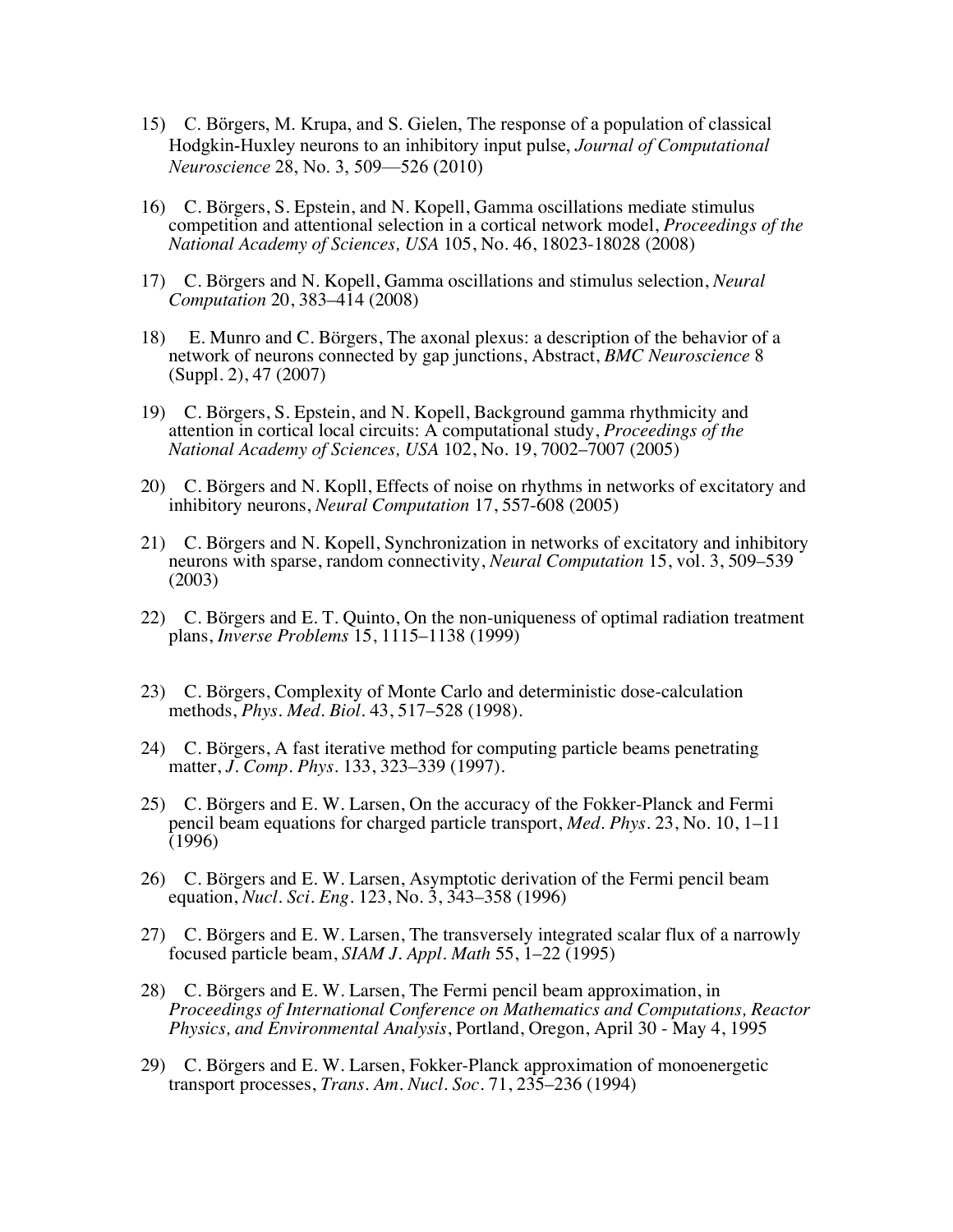15) C. Börgers, M. Krupa, and S. Gielen, The response of a population of classical Hodgkin-Huxley neurons to an inhibitory input pulse, *Journal of Computational Neuroscience* 28, No. 3, 509—526 (2010)

16) C. Börgers, S. Epstein, and N. Kopell, Gamma oscillations mediate stimulus competition and attentional selection in a cortical network model, *Proceedings of the National Academy of Sciences, USA* 105, No. 46, 18023-18028 (2008)

17) C. Börgers and N. Kopell, Gamma oscillations and stimulus selection, *Neural Computation* 20, 383–414 (2008)

18) E. Munro and C. Börgers, The axonal plexus: a description of the behavior of a network of neurons connected by gap junctions, Abstract, *BMC Neuroscience* 8 (Suppl. 2), 47 (2007)

19) C. Börgers, S. Epstein, and N. Kopell, Background gamma rhythmicity and attention in cortical local circuits: A computational study, *Proceedings of the National Academy of Sciences, USA* 102, No. 19, 7002–7007 (2005)

20) C. Börgers and N. Kopll, Effects of noise on rhythms in networks of excitatory and inhibitory neurons, *Neural Computation* 17, 557-608 (2005)

21) C. Börgers and N. Kopell, Synchronization in networks of excitatory and inhibitory neurons with sparse, random connectivity, *Neural Computation* 15, vol. 3, 509–539 (2003)

22) C. Börgers and E. T. Quinto, On the non-uniqueness of optimal radiation treatment plans, *Inverse Problems* 15, 1115–1138 (1999)

23) C. Börgers, Complexity of Monte Carlo and deterministic dose-calculation methods, *Phys. Med. Biol.* 43, 517–528 (1998).

24) C. Börgers, A fast iterative method for computing particle beams penetrating matter, *J. Comp. Phys.* 133, 323–339 (1997).

25) C. Börgers and E. W. Larsen, On the accuracy of the Fokker-Planck and Fermi pencil beam equations for charged particle transport, *Med. Phys.* 23, No. 10, 1–11 (1996)

26) C. Börgers and E. W. Larsen, Asymptotic derivation of the Fermi pencil beam equation, *Nucl. Sci. Eng.* 123, No. 3, 343–358 (1996)

27) C. Börgers and E. W. Larsen, The transversely integrated scalar flux of a narrowly focused particle beam, *SIAM J. Appl. Math* 55, 1–22 (1995)

28) C. Börgers and E. W. Larsen, The Fermi pencil beam approximation, in *Proceedings of International Conference on Mathematics and Computations, Reactor Physics, and Environmental Analysis*, Portland, Oregon, April 30 - May 4, 1995

29) C. Börgers and E. W. Larsen, Fokker-Planck approximation of monoenergetic transport processes, *Trans. Am. Nucl. Soc.* 71, 235–236 (1994)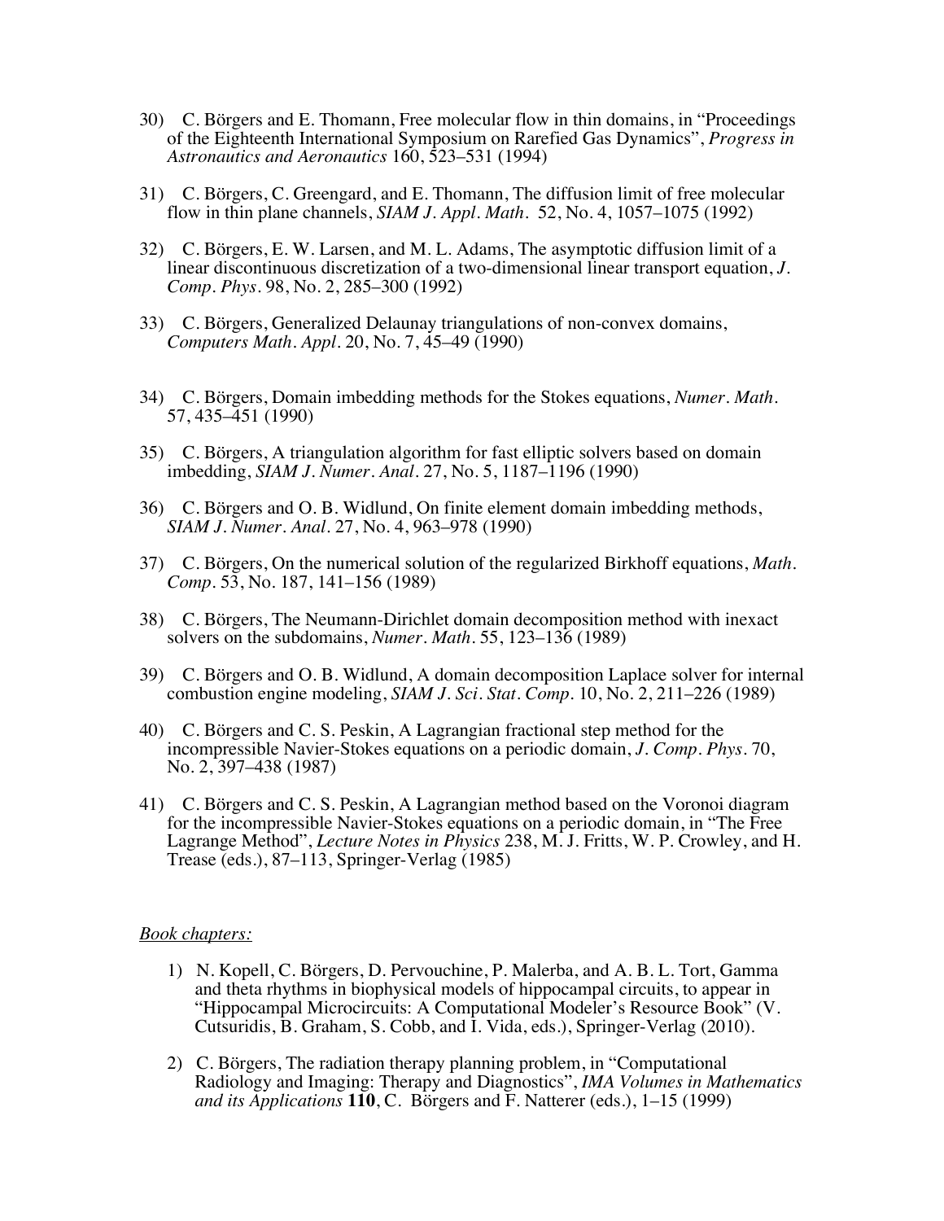30) C. Börgers and E. Thomann, Free molecular flow in thin domains, in "Proceedings of the Eighteenth International Symposium on Rarefied Gas Dynamics", *Progress in Astronautics and Aeronautics* 160, 523–531 (1994)

31) C. Börgers, C. Greengard, and E. Thomann, The diffusion limit of free molecular flow in thin plane channels, *SIAM J. Appl. Math.* 52, No. 4, 1057–1075 (1992)

32) C. Börgers, E. W. Larsen, and M. L. Adams, The asymptotic diffusion limit of a linear discontinuous discretization of a two-dimensional linear transport equation, *J. Comp. Phys.* 98, No. 2, 285–300 (1992)

33) C. Börgers, Generalized Delaunay triangulations of non-convex domains, *Computers Math. Appl.* 20, No. 7, 45–49 (1990)

34) C. Börgers, Domain imbedding methods for the Stokes equations, *Numer. Math.* 57, 435–451 (1990)

35) C. Börgers, A triangulation algorithm for fast elliptic solvers based on domain imbedding, *SIAM J. Numer. Anal.* 27, No. 5, 1187–1196 (1990)

36) C. Börgers and O. B. Widlund, On finite element domain imbedding methods, *SIAM J. Numer. Anal.* 27, No. 4, 963–978 (1990)

37) C. Börgers, On the numerical solution of the regularized Birkhoff equations, *Math. Comp.* 53, No. 187, 141–156 (1989)

38) C. Börgers, The Neumann-Dirichlet domain decomposition method with inexact solvers on the subdomains, *Numer. Math.* 55, 123–136 (1989)

39) C. Börgers and O. B. Widlund, A domain decomposition Laplace solver for internal combustion engine modeling, *SIAM J. Sci. Stat. Comp.* 10, No. 2, 211–226 (1989)

40) C. Börgers and C. S. Peskin, A Lagrangian fractional step method for the incompressible Navier-Stokes equations on a periodic domain, *J. Comp. Phys.* 70, No. 2, 397–438 (1987)

41) C. Börgers and C. S. Peskin, A Lagrangian method based on the Voronoi diagram for the incompressible Navier-Stokes equations on a periodic domain, in "The Free Lagrange Method", *Lecture Notes in Physics* 238, M. J. Fritts, W. P. Crowley, and H. Trease (eds.), 87–113, Springer-Verlag (1985)

*Book chapters:*

1) N. Kopell, C. Börgers, D. Pervouchine, P. Malerba, and A. B. L. Tort, Gamma and theta rhythms in biophysical models of hippocampal circuits, to appear in "Hippocampal Microcircuits: A Computational Modeler's Resource Book" (V. Cutsuridis, B. Graham, S. Cobb, and I. Vida, eds.), Springer-Verlag (2010).

2) C. Börgers, The radiation therapy planning problem, in "Computational Radiology and Imaging: Therapy and Diagnostics", *IMA Volumes in Mathematics and its Applications* **110**, C. Börgers and F. Natterer (eds.), 1–15 (1999)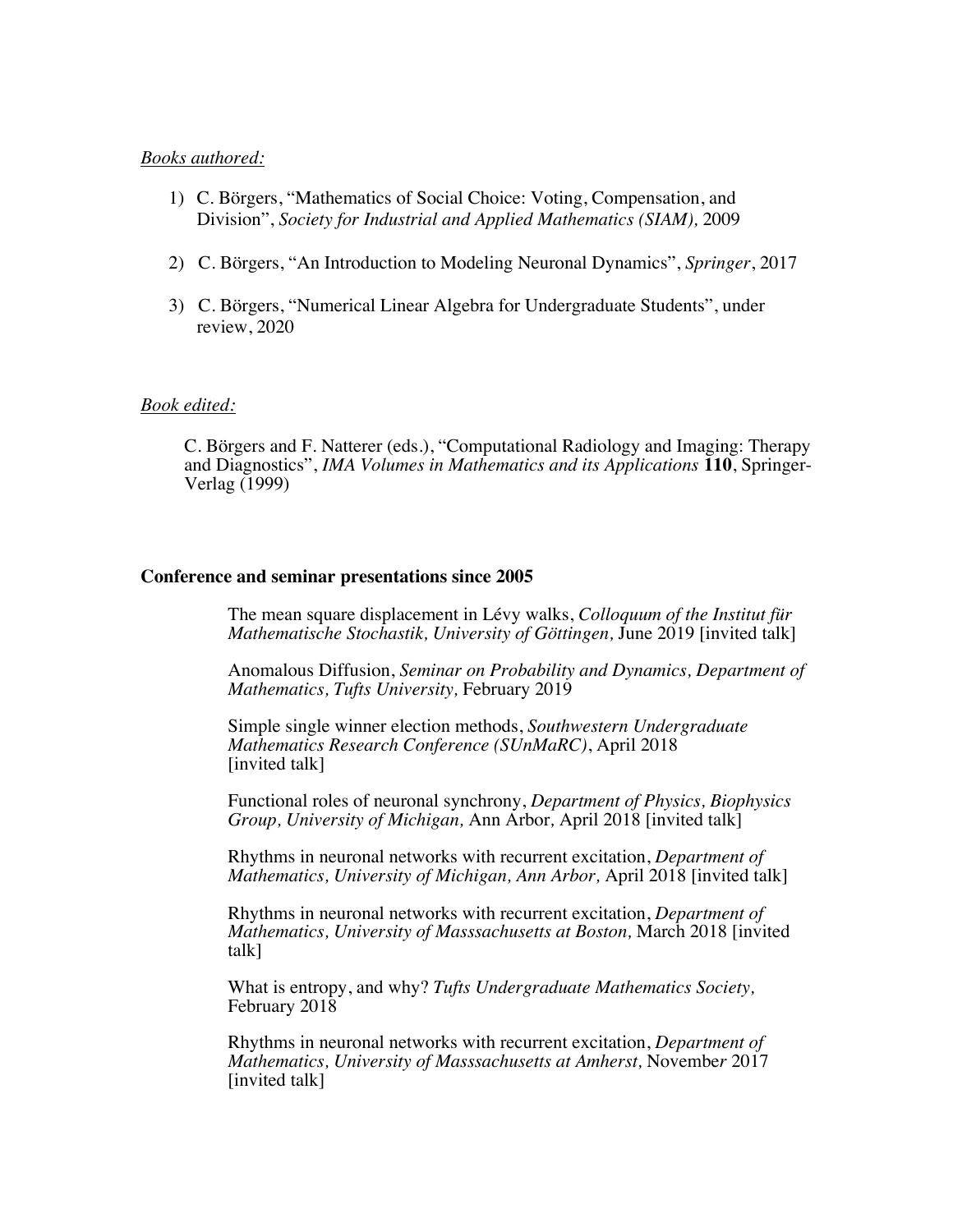*Books authored:*

1) C. Börgers, “Mathematics of Social Choice: Voting, Compensation, and Division”, *Society for Industrial and Applied Mathematics (SIAM),* 2009

2) C. Börgers, “An Introduction to Modeling Neuronal Dynamics”, *Springer*, 2017

3) C. Börgers, “Numerical Linear Algebra for Undergraduate Students”, under review, 2020

*Book edited:*

C. Börgers and F. Natterer (eds.), “Computational Radiology and Imaging: Therapy and Diagnostics”, *IMA Volumes in Mathematics and its Applications* **110**, Springer-Verlag (1999)

**Conference and seminar presentations since 2005**

The mean square displacement in Lévy walks, *Colloquum of the Institut für Mathematische Stochastik, University of Göttingen,* June 2019 [invited talk]

Anomalous Diffusion, *Seminar on Probability and Dynamics, Department of Mathematics, Tufts University,* February 2019

Simple single winner election methods, *Southwestern Undergraduate Mathematics Research Conference (SUnMaRC)*, April 2018 [invited talk]

Functional roles of neuronal synchrony, *Department of Physics, Biophysics Group, University of Michigan,* Ann Arbor, April 2018 [invited talk]

Rhythms in neuronal networks with recurrent excitation, *Department of Mathematics, University of Michigan, Ann Arbor,* April 2018 [invited talk]

Rhythms in neuronal networks with recurrent excitation, *Department of Mathematics, University of Masssachusetts at Boston,* March 2018 [invited talk]

What is entropy, and why? *Tufts Undergraduate Mathematics Society,* February 2018

Rhythms in neuronal networks with recurrent excitation, *Department of Mathematics, University of Masssachusetts at Amherst,* November 2017 [invited talk]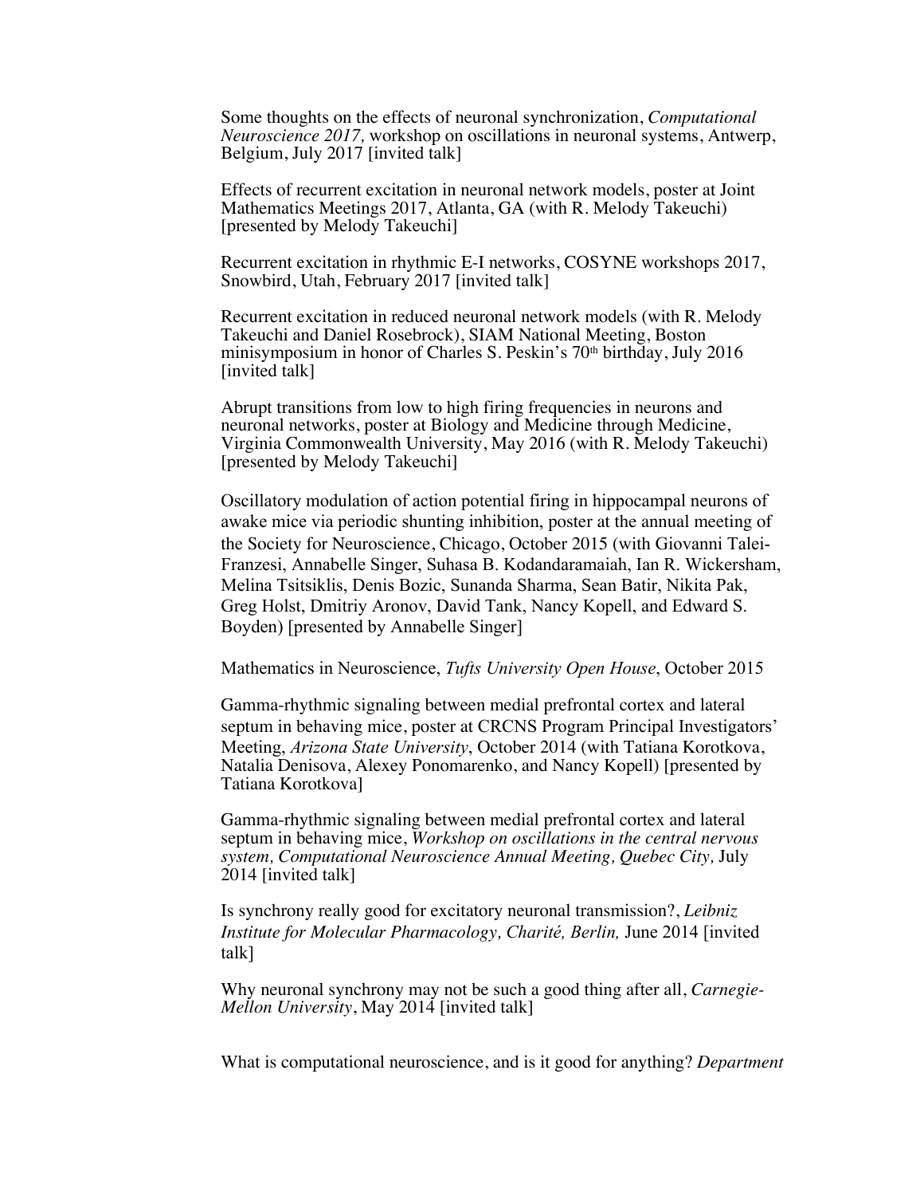Some thoughts on the effects of neuronal synchronization, *Computational Neuroscience 2017,* workshop on oscillations in neuronal systems, Antwerp, Belgium, July 2017 [invited talk]

Effects of recurrent excitation in neuronal network models, poster at Joint Mathematics Meetings 2017, Atlanta, GA (with R. Melody Takeuchi) [presented by Melody Takeuchi]

Recurrent excitation in rhythmic E-I networks, COSYNE workshops 2017, Snowbird, Utah, February 2017 [invited talk]

Recurrent excitation in reduced neuronal network models (with R. Melody Takeuchi and Daniel Rosebrock), SIAM National Meeting, Boston minisymposium in honor of Charles S. Peskin's 70th birthday, July 2016 [invited talk]

Abrupt transitions from low to high firing frequencies in neurons and neuronal networks, poster at Biology and Medicine through Medicine, Virginia Commonwealth University, May 2016 (with R. Melody Takeuchi) [presented by Melody Takeuchi]

Oscillatory modulation of action potential firing in hippocampal neurons of awake mice via periodic shunting inhibition, poster at the annual meeting of the Society for Neuroscience, Chicago, October 2015 (with Giovanni Talei-Franzesi, Annabelle Singer, Suhasa B. Kodandaramaiah, Ian R. Wickersham, Melina Tsitsiklis, Denis Bozic, Sunanda Sharma, Sean Batir, Nikita Pak, Greg Holst, Dmitriy Aronov, David Tank, Nancy Kopell, and Edward S. Boyden) [presented by Annabelle Singer]

Mathematics in Neuroscience, *Tufts University Open House*, October 2015

Gamma-rhythmic signaling between medial prefrontal cortex and lateral septum in behaving mice, poster at CRCNS Program Principal Investigators' Meeting, *Arizona State University*, October 2014 (with Tatiana Korotkova, Natalia Denisova, Alexey Ponomarenko, and Nancy Kopell) [presented by Tatiana Korotkova]

Gamma-rhythmic signaling between medial prefrontal cortex and lateral septum in behaving mice, *Workshop on oscillations in the central nervous system, Computational Neuroscience Annual Meeting, Quebec City,* July 2014 [invited talk]

Is synchrony really good for excitatory neuronal transmission?, *Leibniz Institute for Molecular Pharmacology, Charité, Berlin,* June 2014 [invited talk]

Why neuronal synchrony may not be such a good thing after all, *Carnegie-Mellon University*, May 2014 [invited talk]

What is computational neuroscience, and is it good for anything? *Department*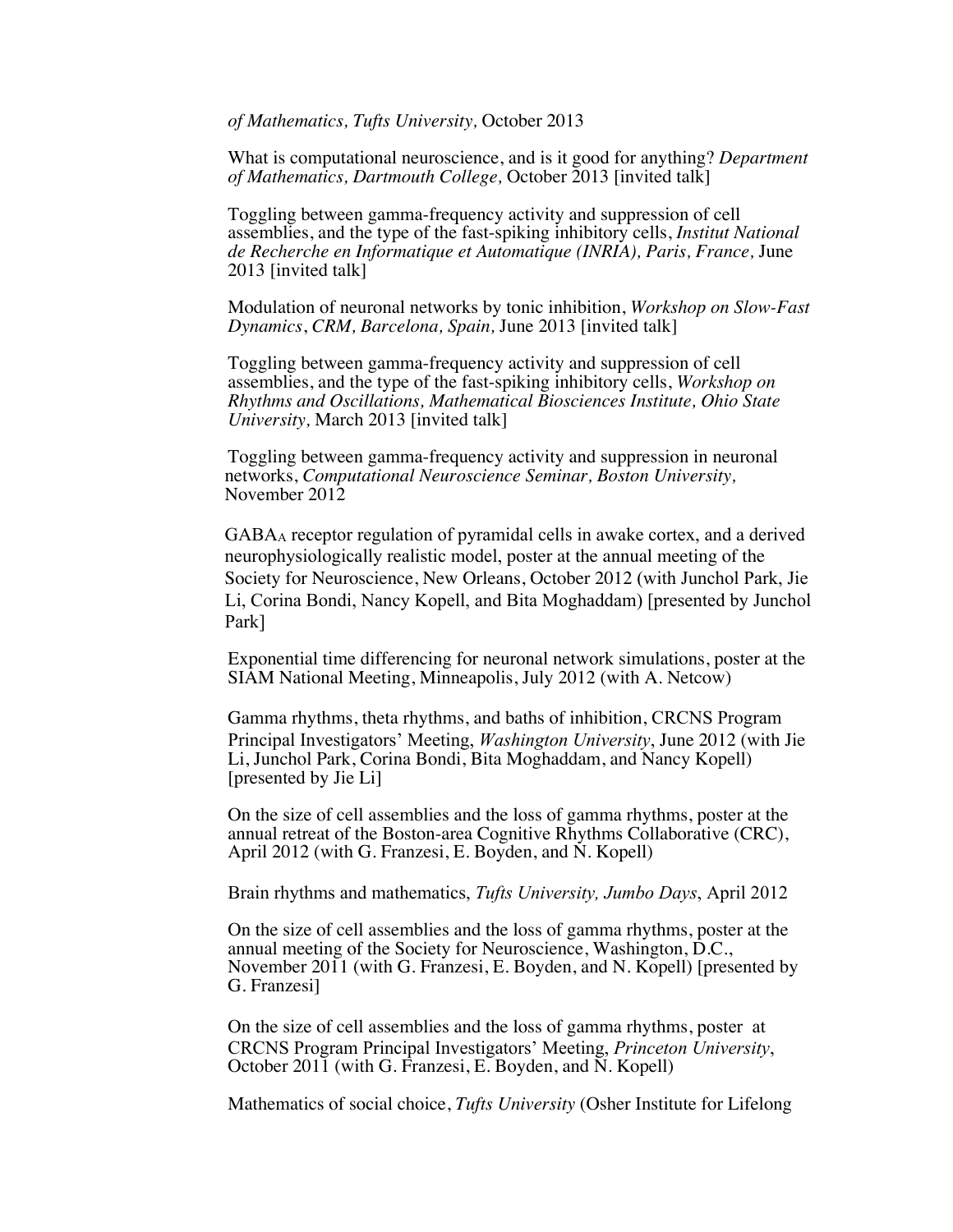*of Mathematics, Tufts University,* October 2013

What is computational neuroscience, and is it good for anything? *Department of Mathematics, Dartmouth College,* October 2013 [invited talk]

Toggling between gamma-frequency activity and suppression of cell assemblies, and the type of the fast-spiking inhibitory cells, *Institut National de Recherche en Informatique et Automatique (INRIA), Paris, France,* June 2013 [invited talk]

Modulation of neuronal networks by tonic inhibition, *Workshop on Slow-Fast Dynamics*, *CRM, Barcelona, Spain,* June 2013 [invited talk]

Toggling between gamma-frequency activity and suppression of cell assemblies, and the type of the fast-spiking inhibitory cells, *Workshop on Rhythms and Oscillations, Mathematical Biosciences Institute, Ohio State University,* March 2013 [invited talk]

Toggling between gamma-frequency activity and suppression in neuronal networks, *Computational Neuroscience Seminar, Boston University,* November 2012

$GABA_A$ receptor regulation of pyramidal cells in awake cortex, and a derived neurophysiologically realistic model, poster at the annual meeting of the Society for Neuroscience, New Orleans, October 2012 (with Junchol Park, Jie Li, Corina Bondi, Nancy Kopell, and Bita Moghaddam) [presented by Junchol Park]

Exponential time differencing for neuronal network simulations, poster at the SIAM National Meeting, Minneapolis, July 2012 (with A. Netcow)

Gamma rhythms, theta rhythms, and baths of inhibition, CRCNS Program Principal Investigators' Meeting, *Washington University*, June 2012 (with Jie Li, Junchol Park, Corina Bondi, Bita Moghaddam, and Nancy Kopell) [presented by Jie Li]

On the size of cell assemblies and the loss of gamma rhythms, poster at the annual retreat of the Boston-area Cognitive Rhythms Collaborative (CRC), April 2012 (with G. Franzesi, E. Boyden, and N. Kopell)

Brain rhythms and mathematics, *Tufts University, Jumbo Days*, April 2012

On the size of cell assemblies and the loss of gamma rhythms, poster at the annual meeting of the Society for Neuroscience, Washington, D.C., November 2011 (with G. Franzesi, E. Boyden, and N. Kopell) [presented by G. Franzesi]

On the size of cell assemblies and the loss of gamma rhythms, poster at CRCNS Program Principal Investigators' Meeting, *Princeton University*, October 2011 (with G. Franzesi, E. Boyden, and N. Kopell)

Mathematics of social choice, *Tufts University* (Osher Institute for Lifelong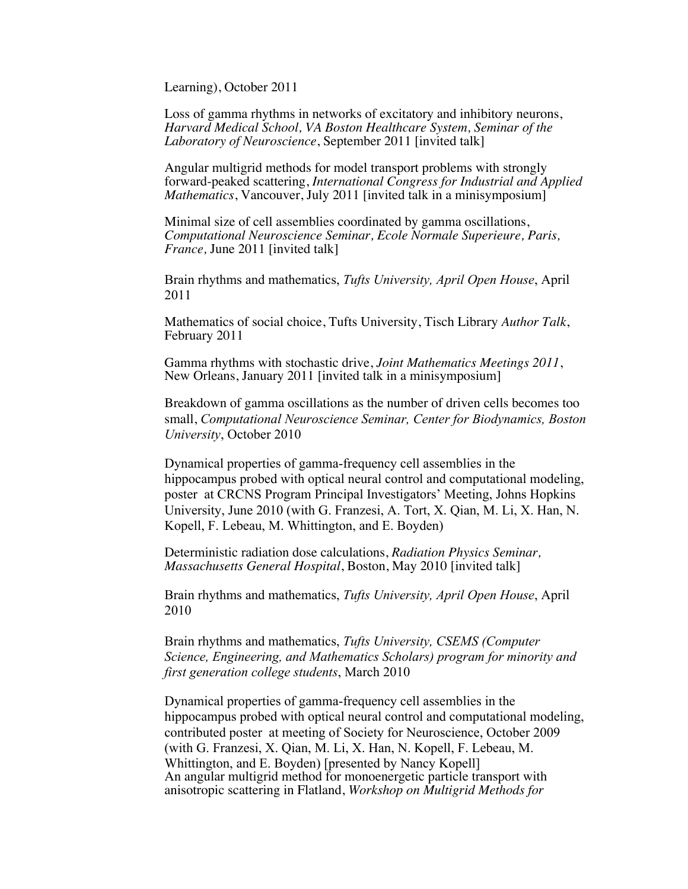Learning), October 2011

Loss of gamma rhythms in networks of excitatory and inhibitory neurons, *Harvard Medical School, VA Boston Healthcare System, Seminar of the Laboratory of Neuroscience*, September 2011 [invited talk]

Angular multigrid methods for model transport problems with strongly forward-peaked scattering, *International Congress for Industrial and Applied Mathematics*, Vancouver, July 2011 [invited talk in a minisymposium]

Minimal size of cell assemblies coordinated by gamma oscillations, *Computational Neuroscience Seminar, Ecole Normale Superieure, Paris, France,* June 2011 [invited talk]

Brain rhythms and mathematics, *Tufts University, April Open House*, April 2011

Mathematics of social choice, Tufts University, Tisch Library *Author Talk*, February 2011

Gamma rhythms with stochastic drive, *Joint Mathematics Meetings 2011*, New Orleans, January 2011 [invited talk in a minisymposium]

Breakdown of gamma oscillations as the number of driven cells becomes too small, *Computational Neuroscience Seminar, Center for Biodynamics, Boston University*, October 2010

Dynamical properties of gamma-frequency cell assemblies in the hippocampus probed with optical neural control and computational modeling, poster at CRCNS Program Principal Investigators' Meeting, Johns Hopkins University, June 2010 (with G. Franzesi, A. Tort, X. Qian, M. Li, X. Han, N. Kopell, F. Lebeau, M. Whittington, and E. Boyden)

Deterministic radiation dose calculations, *Radiation Physics Seminar, Massachusetts General Hospital*, Boston, May 2010 [invited talk]

Brain rhythms and mathematics, *Tufts University, April Open House*, April 2010

Brain rhythms and mathematics, *Tufts University, CSEMS (Computer Science, Engineering, and Mathematics Scholars) program for minority and first generation college students*, March 2010

Dynamical properties of gamma-frequency cell assemblies in the hippocampus probed with optical neural control and computational modeling, contributed poster at meeting of Society for Neuroscience, October 2009 (with G. Franzesi, X. Qian, M. Li, X. Han, N. Kopell, F. Lebeau, M. Whittington, and E. Boyden) [presented by Nancy Kopell]

An angular multigrid method for monoenergetic particle transport with anisotropic scattering in Flatland, *Workshop on Multigrid Methods for*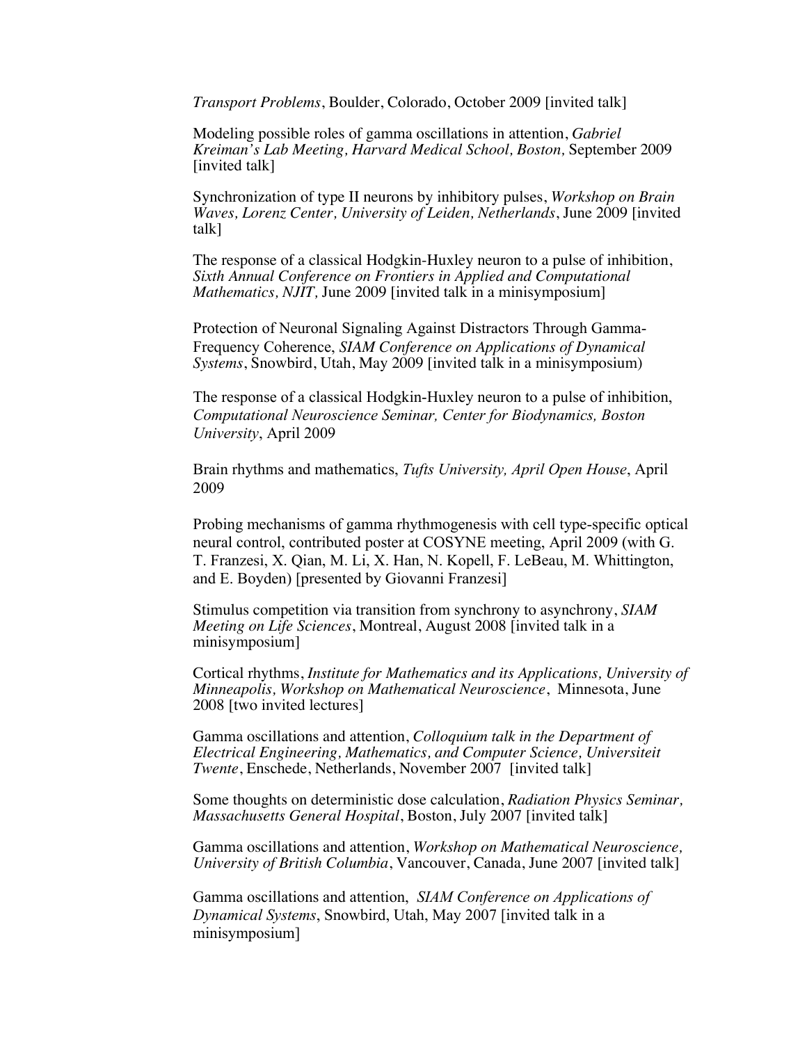*Transport Problems*, Boulder, Colorado, October 2009 [invited talk]

Modeling possible roles of gamma oscillations in attention, *Gabriel Kreiman's Lab Meeting, Harvard Medical School, Boston,* September 2009 [invited talk]

Synchronization of type II neurons by inhibitory pulses, *Workshop on Brain Waves, Lorenz Center, University of Leiden, Netherlands*, June 2009 [invited talk]

The response of a classical Hodgkin-Huxley neuron to a pulse of inhibition, *Sixth Annual Conference on Frontiers in Applied and Computational Mathematics, NJIT,* June 2009 [invited talk in a minisymposium]

Protection of Neuronal Signaling Against Distractors Through Gamma-Frequency Coherence, *SIAM Conference on Applications of Dynamical Systems*, Snowbird, Utah, May 2009 [invited talk in a minisymposium)

The response of a classical Hodgkin-Huxley neuron to a pulse of inhibition, *Computational Neuroscience Seminar, Center for Biodynamics, Boston University*, April 2009

Brain rhythms and mathematics, *Tufts University, April Open House*, April 2009

Probing mechanisms of gamma rhythmogenesis with cell type-specific optical neural control, contributed poster at COSYNE meeting, April 2009 (with G. T. Franzesi, X. Qian, M. Li, X. Han, N. Kopell, F. LeBeau, M. Whittington, and E. Boyden) [presented by Giovanni Franzesi]

Stimulus competition via transition from synchrony to asynchrony, *SIAM Meeting on Life Sciences*, Montreal, August 2008 [invited talk in a minisymposium]

Cortical rhythms, *Institute for Mathematics and its Applications, University of Minneapolis, Workshop on Mathematical Neuroscience*, Minnesota, June 2008 [two invited lectures]

Gamma oscillations and attention, *Colloquium talk in the Department of Electrical Engineering, Mathematics, and Computer Science, Universiteit Twente*, Enschede, Netherlands, November 2007 [invited talk]

Some thoughts on deterministic dose calculation, *Radiation Physics Seminar, Massachusetts General Hospital*, Boston, July 2007 [invited talk]

Gamma oscillations and attention, *Workshop on Mathematical Neuroscience, University of British Columbia*, Vancouver, Canada, June 2007 [invited talk]

Gamma oscillations and attention, *SIAM Conference on Applications of Dynamical Systems*, Snowbird, Utah, May 2007 [invited talk in a minisymposium]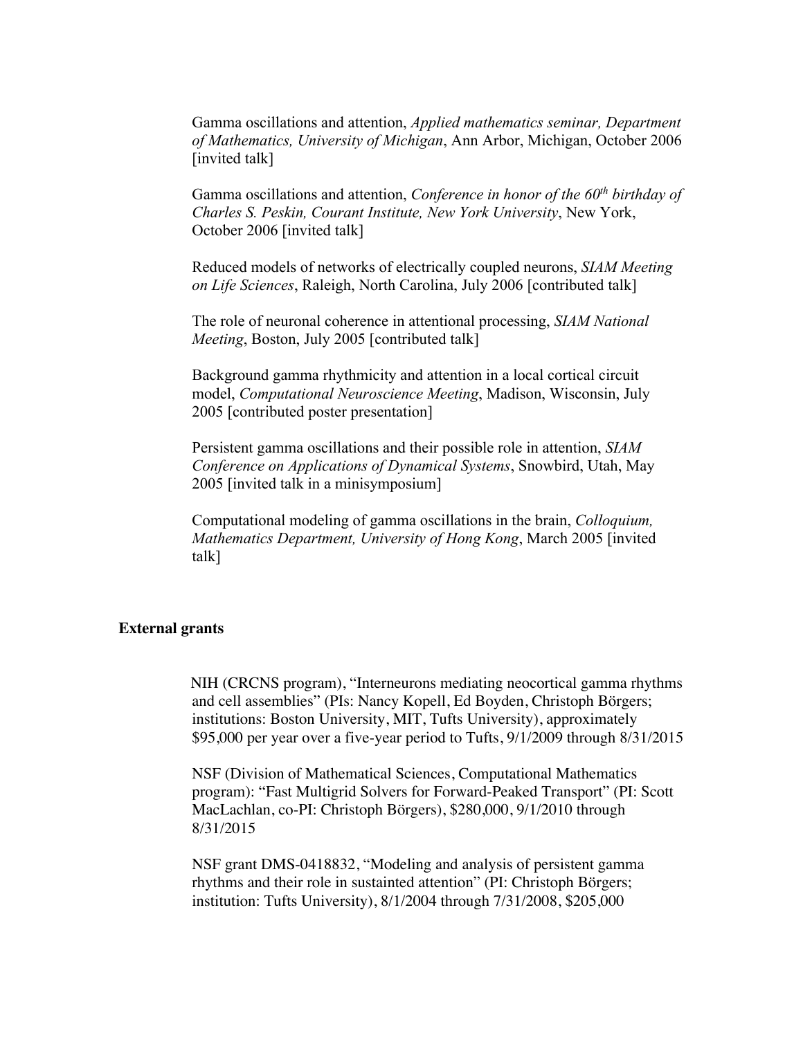Gamma oscillations and attention, *Applied mathematics seminar, Department of Mathematics, University of Michigan*, Ann Arbor, Michigan, October 2006 [invited talk]

Gamma oscillations and attention, *Conference in honor of the 60th birthday of Charles S. Peskin, Courant Institute, New York University*, New York, October 2006 [invited talk]

Reduced models of networks of electrically coupled neurons, *SIAM Meeting on Life Sciences*, Raleigh, North Carolina, July 2006 [contributed talk]

The role of neuronal coherence in attentional processing, *SIAM National Meeting*, Boston, July 2005 [contributed talk]

Background gamma rhythmicity and attention in a local cortical circuit model, *Computational Neuroscience Meeting*, Madison, Wisconsin, July 2005 [contributed poster presentation]

Persistent gamma oscillations and their possible role in attention, *SIAM Conference on Applications of Dynamical Systems*, Snowbird, Utah, May 2005 [invited talk in a minisymposium]

Computational modeling of gamma oscillations in the brain, *Colloquium, Mathematics Department, University of Hong Kong*, March 2005 [invited talk]

**External grants**

NIH (CRCNS program), "Interneurons mediating neocortical gamma rhythms and cell assemblies" (PIs: Nancy Kopell, Ed Boyden, Christoph Börgers; institutions: Boston University, MIT, Tufts University), approximately $95,000 per year over a five-year period to Tufts, 9/1/2009 through 8/31/2015

NSF (Division of Mathematical Sciences, Computational Mathematics program): "Fast Multigrid Solvers for Forward-Peaked Transport" (PI: Scott MacLachlan, co-PI: Christoph Börgers), $280,000, 9/1/2010 through 8/31/2015

NSF grant DMS-0418832, "Modeling and analysis of persistent gamma rhythms and their role in sustainted attention" (PI: Christoph Börgers; institution: Tufts University), 8/1/2004 through 7/31/2008, $205,000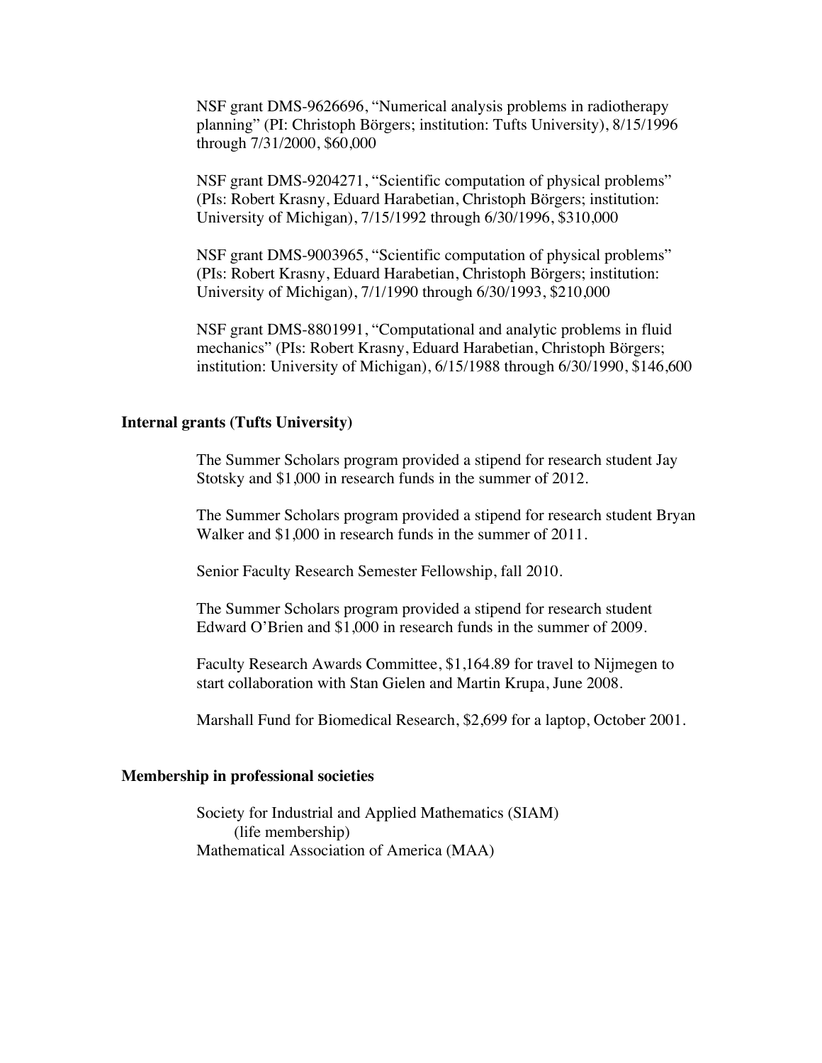NSF grant DMS-9626696, "Numerical analysis problems in radiotherapy planning" (PI: Christoph Börgers; institution: Tufts University), 8/15/1996 through 7/31/2000, $60,000

NSF grant DMS-9204271, "Scientific computation of physical problems" (PIs: Robert Krasny, Eduard Harabetian, Christoph Börgers; institution: University of Michigan), 7/15/1992 through 6/30/1996, $310,000

NSF grant DMS-9003965, "Scientific computation of physical problems" (PIs: Robert Krasny, Eduard Harabetian, Christoph Börgers; institution: University of Michigan), 7/1/1990 through 6/30/1993, $210,000

NSF grant DMS-8801991, "Computational and analytic problems in fluid mechanics" (PIs: Robert Krasny, Eduard Harabetian, Christoph Börgers; institution: University of Michigan), 6/15/1988 through 6/30/1990, $146,600

**Internal grants (Tufts University)**

The Summer Scholars program provided a stipend for research student Jay Stotsky and $1,000 in research funds in the summer of 2012.

The Summer Scholars program provided a stipend for research student Bryan Walker and $1,000 in research funds in the summer of 2011.

Senior Faculty Research Semester Fellowship, fall 2010.

The Summer Scholars program provided a stipend for research student Edward O'Brien and $1,000 in research funds in the summer of 2009.

Faculty Research Awards Committee, $1,164.89 for travel to Nijmegen to start collaboration with Stan Gielen and Martin Krupa, June 2008.

Marshall Fund for Biomedical Research, $2,699 for a laptop, October 2001.

**Membership in professional societies**

Society for Industrial and Applied Mathematics (SIAM)
(life membership)
Mathematical Association of America (MAA)